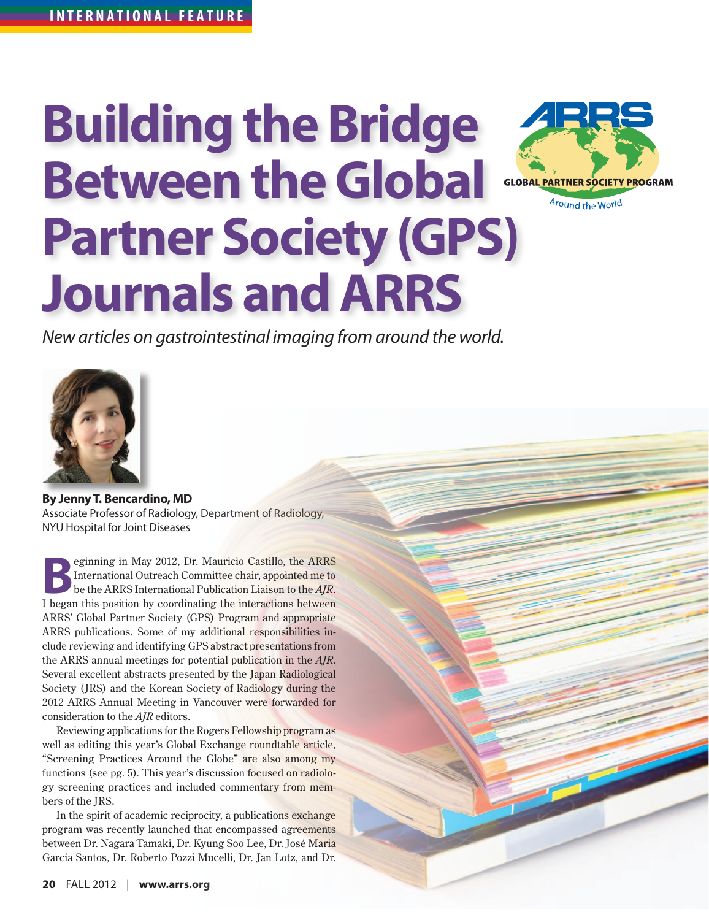# Building the Bridge Between the Global Partner Society (GPS) Journals and ARRS

*New articles on gastrointestinal imaging from around the world.*

**By Jenny T. Bencardino, MD**
Associate Professor of Radiology, Department of Radiology, NYU Hospital for Joint Diseases

Beginning in May 2012, Dr. Mauricio Castillo, the ARRS International Outreach Committee chair, appointed me to be the ARRS International Publication Liaison to the *AJR*. I began this position by coordinating the interactions between ARRS' Global Partner Society (GPS) Program and appropriate ARRS publications. Some of my additional responsibilities include reviewing and identifying GPS abstract presentations from the ARRS annual meetings for potential publication in the *AJR*. Several excellent abstracts presented by the Japan Radiological Society (JRS) and the Korean Society of Radiology during the 2012 ARRS Annual Meeting in Vancouver were forwarded for consideration to the *AJR* editors.

Reviewing applications for the Rogers Fellowship program as well as editing this year's Global Exchange roundtable article, "Screening Practices Around the Globe" are also among my functions (see pg. 5). This year's discussion focused on radiology screening practices and included commentary from members of the JRS.

In the spirit of academic reciprocity, a publications exchange program was recently launched that encompassed agreements between Dr. Nagara Tamaki, Dr. Kyung Soo Lee, Dr. José Maria García Santos, Dr. Roberto Pozzi Mucelli, Dr. Jan Lotz, and Dr.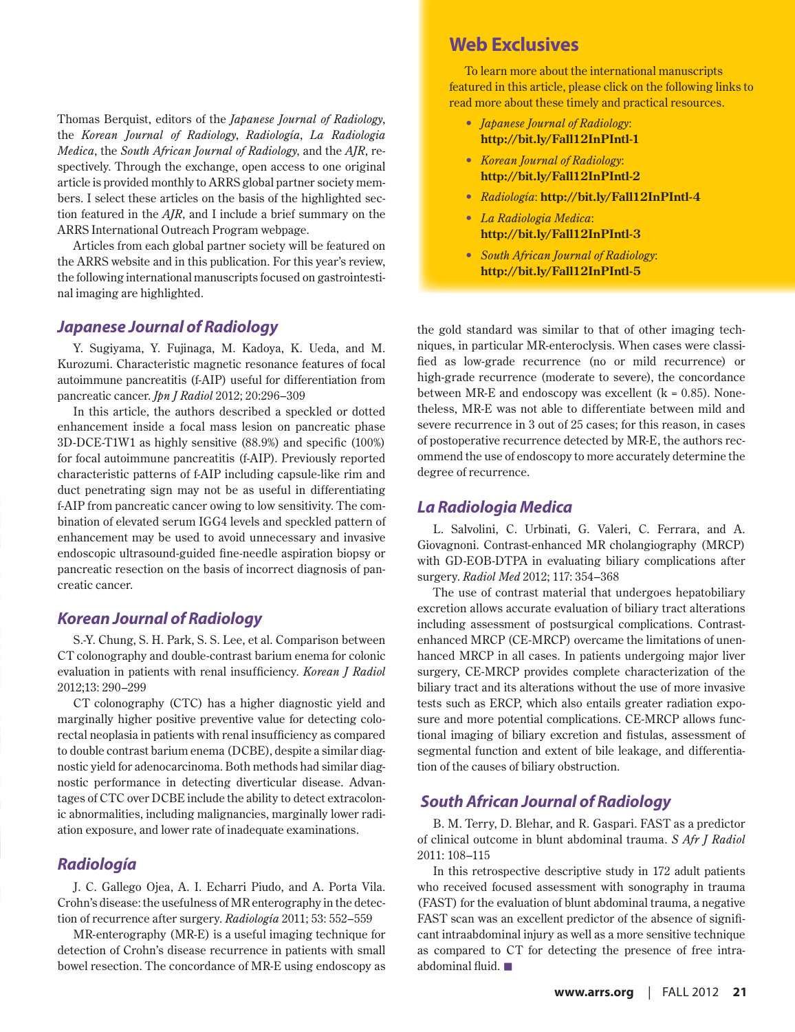Thomas Berquist, editors of the *Japanese Journal of Radiology*, the *Korean Journal of Radiology*, *Radiología*, *La Radiologia Medica*, the *South African Journal of Radiology*, and the *AJR*, respectively. Through the exchange, open access to one original article is provided monthly to ARRS global partner society members. I select these articles on the basis of the highlighted section featured in the *AJR*, and I include a brief summary on the ARRS International Outreach Program webpage.

Articles from each global partner society will be featured on the ARRS website and in this publication. For this year's review, the following international manuscripts focused on gastrointestinal imaging are highlighted.

## Japanese Journal of Radiology

Y. Sugiyama, Y. Fujinaga, M. Kadoya, K. Ueda, and M. Kurozumi. Characteristic magnetic resonance features of focal autoimmune pancreatitis (f-AIP) useful for differentiation from pancreatic cancer. *Jpn J Radiol* 2012; 20:296–309

In this article, the authors described a speckled or dotted enhancement inside a focal mass lesion on pancreatic phase 3D-DCE-T1W1 as highly sensitive (88.9%) and specific (100%) for focal autoimmune pancreatitis (f-AIP). Previously reported characteristic patterns of f-AIP including capsule-like rim and duct penetrating sign may not be as useful in differentiating f-AIP from pancreatic cancer owing to low sensitivity. The combination of elevated serum IGG4 levels and speckled pattern of enhancement may be used to avoid unnecessary and invasive endoscopic ultrasound-guided fine-needle aspiration biopsy or pancreatic resection on the basis of incorrect diagnosis of pancreatic cancer.

## Korean Journal of Radiology

S.-Y. Chung, S. H. Park, S. S. Lee, et al. Comparison between CT colonography and double-contrast barium enema for colonic evaluation in patients with renal insufficiency. *Korean J Radiol* 2012;13: 290–299

CT colonography (CTC) has a higher diagnostic yield and marginally higher positive preventive value for detecting colorectal neoplasia in patients with renal insufficiency as compared to double contrast barium enema (DCBE), despite a similar diagnostic yield for adenocarcinoma. Both methods had similar diagnostic performance in detecting diverticular disease. Advantages of CTC over DCBE include the ability to detect extracolonic abnormalities, including malignancies, marginally lower radiation exposure, and lower rate of inadequate examinations.

## Radiología

J. C. Gallego Ojea, A. I. Echarri Piudo, and A. Porta Vila. Crohn's disease: the usefulness of MR enterography in the detection of recurrence after surgery. *Radiología* 2011; 53: 552–559

MR-enterography (MR-E) is a useful imaging technique for detection of Crohn's disease recurrence in patients with small bowel resection. The concordance of MR-E using endoscopy as the gold standard was similar to that of other imaging techniques, in particular MR-enteroclysis. When cases were classified as low-grade recurrence (no or mild recurrence) or high-grade recurrence (moderate to severe), the concordance between MR-E and endoscopy was excellent (k = 0.85). Nonetheless, MR-E was not able to differentiate between mild and severe recurrence in 3 out of 25 cases; for this reason, in cases of postoperative recurrence detected by MR-E, the authors recommend the use of endoscopy to more accurately determine the degree of recurrence.

## La Radiologia Medica

L. Salvolini, C. Urbinati, G. Valeri, C. Ferrara, and A. Giovagnoni. Contrast-enhanced MR cholangiography (MRCP) with GD-EOB-DTPA in evaluating biliary complications after surgery. *Radiol Med* 2012; 117: 354–368

The use of contrast material that undergoes hepatobiliary excretion allows accurate evaluation of biliary tract alterations including assessment of postsurgical complications. Contrast-enhanced MRCP (CE-MRCP) overcame the limitations of unenhanced MRCP in all cases. In patients undergoing major liver surgery, CE-MRCP provides complete characterization of the biliary tract and its alterations without the use of more invasive tests such as ERCP, which also entails greater radiation exposure and more potential complications. CE-MRCP allows functional imaging of biliary excretion and fistulas, assessment of segmental function and extent of bile leakage, and differentiation of the causes of biliary obstruction.

## South African Journal of Radiology

B. M. Terry, D. Blehar, and R. Gaspari. FAST as a predictor of clinical outcome in blunt abdominal trauma. *S Afr J Radiol* 2011: 108–115

In this retrospective descriptive study in 172 adult patients who received focused assessment with sonography in trauma (FAST) for the evaluation of blunt abdominal trauma, a negative FAST scan was an excellent predictor of the absence of significant intraabdominal injury as well as a more sensitive technique as compared to CT for detecting the presence of free intraabdominal fluid. ■

## Web Exclusives

To learn more about the international manuscripts featured in this article, please click on the following links to read more about these timely and practical resources.

- *Japanese Journal of Radiology*: **http://bit.ly/Fall12InPIntl-1**
- *Korean Journal of Radiology*: **http://bit.ly/Fall12InPIntl-2**
- *Radiología*: **http://bit.ly/Fall12InPIntl-4**
- *La Radiologia Medica*: **http://bit.ly/Fall12InPIntl-3**
- *South African Journal of Radiology*: **http://bit.ly/Fall12InPIntl-5**